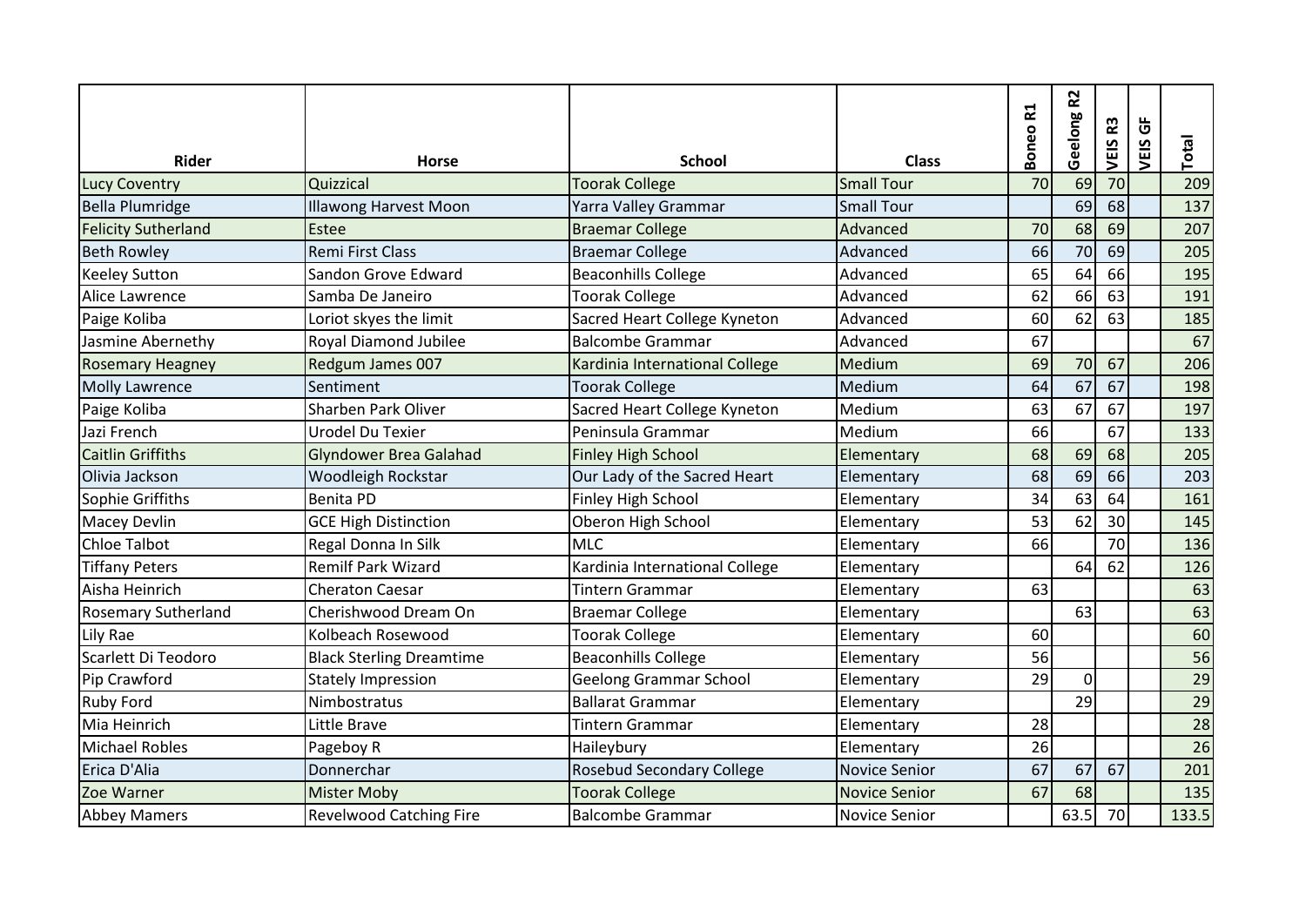| Rider | Horse | School | Class | Boneo R1 | Geelong R2 | VEIS R3 | VEIS GF | Total |
|---|---|---|---|---|---|---|---|---|
| Lucy Coventry | Quizzical | Toorak College | Small Tour | 70 | 69 | 70 | | 209 |
| Bella Plumridge | Illawong Harvest Moon | Yarra Valley Grammar | Small Tour | | 69 | 68 | | 137 |
| Felicity Sutherland | Estee | Braemar College | Advanced | 70 | 68 | 69 | | 207 |
| Beth Rowley | Remi First Class | Braemar College | Advanced | 66 | 70 | 69 | | 205 |
| Keeley Sutton | Sandon Grove Edward | Beaconhills College | Advanced | 65 | 64 | 66 | | 195 |
| Alice Lawrence | Samba De Janeiro | Toorak College | Advanced | 62 | 66 | 63 | | 191 |
| Paige Koliba | Loriot skyes the limit | Sacred Heart College Kyneton | Advanced | 60 | 62 | 63 | | 185 |
| Jasmine Abernethy | Royal Diamond Jubilee | Balcombe Grammar | Advanced | 67 | | | | 67 |
| Rosemary Heagney | Redgum James 007 | Kardinia International College | Medium | 69 | 70 | 67 | | 206 |
| Molly Lawrence | Sentiment | Toorak College | Medium | 64 | 67 | 67 | | 198 |
| Paige Koliba | Sharben Park Oliver | Sacred Heart College Kyneton | Medium | 63 | 67 | 67 | | 197 |
| Jazi French | Urodel Du Texier | Peninsula Grammar | Medium | 66 | | 67 | | 133 |
| Caitlin Griffiths | Glyndower Brea Galahad | Finley High School | Elementary | 68 | 69 | 68 | | 205 |
| Olivia Jackson | Woodleigh Rockstar | Our Lady of the Sacred Heart | Elementary | 68 | 69 | 66 | | 203 |
| Sophie Griffiths | Benita PD | Finley High School | Elementary | 34 | 63 | 64 | | 161 |
| Macey Devlin | GCE High Distinction | Oberon High School | Elementary | 53 | 62 | 30 | | 145 |
| Chloe Talbot | Regal Donna In Silk | MLC | Elementary | 66 | | 70 | | 136 |
| Tiffany Peters | Remilf Park Wizard | Kardinia International College | Elementary | | 64 | 62 | | 126 |
| Aisha Heinrich | Cheraton Caesar | Tintern Grammar | Elementary | 63 | | | | 63 |
| Rosemary Sutherland | Cherishwood Dream On | Braemar College | Elementary | | 63 | | | 63 |
| Lily Rae | Kolbeach Rosewood | Toorak College | Elementary | 60 | | | | 60 |
| Scarlett Di Teodoro | Black Sterling Dreamtime | Beaconhills College | Elementary | 56 | | | | 56 |
| Pip Crawford | Stately Impression | Geelong Grammar School | Elementary | 29 | 0 | | | 29 |
| Ruby Ford | Nimbostratus | Ballarat Grammar | Elementary | | 29 | | | 29 |
| Mia Heinrich | Little Brave | Tintern Grammar | Elementary | 28 | | | | 28 |
| Michael Robles | Pageboy R | Haileybury | Elementary | 26 | | | | 26 |
| Erica D'Alia | Donnerchar | Rosebud Secondary College | Novice Senior | 67 | 67 | 67 | | 201 |
| Zoe Warner | Mister Moby | Toorak College | Novice Senior | 67 | 68 | | | 135 |
| Abbey Mamers | Revelwood Catching Fire | Balcombe Grammar | Novice Senior | | 63.5 | 70 | | 133.5 |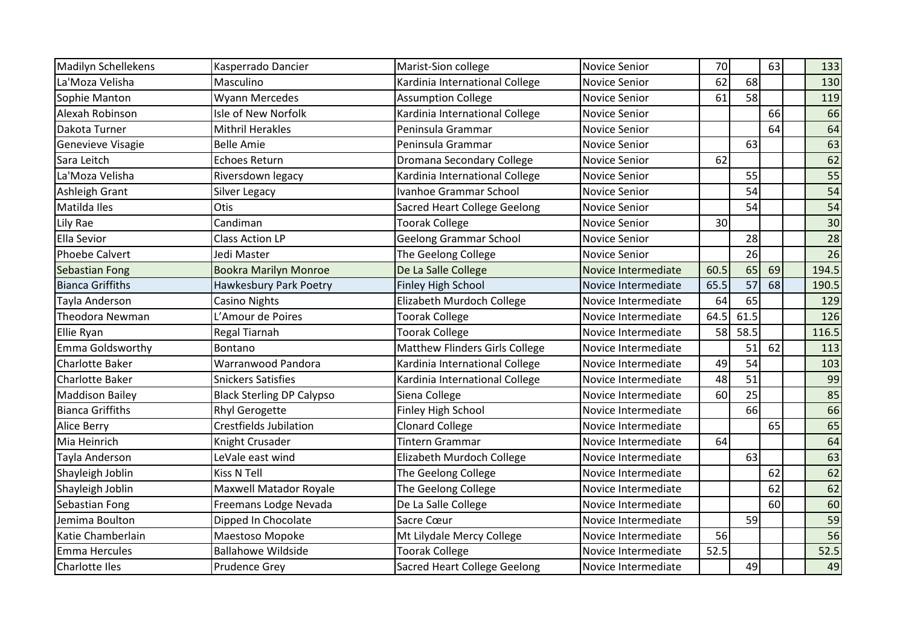| | | | | | | | | |
|---|---|---|---|---|---|---|---|---|
| Madilyn Schellekens | Kasperrado Dancier | Marist-Sion college | Novice Senior | 70 | | 63 | | 133 |
| La'Moza Velisha | Masculino | Kardinia International College | Novice Senior | 62 | 68 | | | 130 |
| Sophie Manton | Wyann Mercedes | Assumption College | Novice Senior | 61 | 58 | | | 119 |
| Alexah Robinson | Isle of New Norfolk | Kardinia International College | Novice Senior | | | 66 | | 66 |
| Dakota Turner | Mithril Herakles | Peninsula Grammar | Novice Senior | | | 64 | | 64 |
| Genevieve Visagie | Belle Amie | Peninsula Grammar | Novice Senior | | 63 | | | 63 |
| Sara Leitch | Echoes Return | Dromana Secondary College | Novice Senior | 62 | | | | 62 |
| La'Moza Velisha | Riversdown legacy | Kardinia International College | Novice Senior | | 55 | | | 55 |
| Ashleigh Grant | Silver Legacy | Ivanhoe Grammar School | Novice Senior | | 54 | | | 54 |
| Matilda Iles | Otis | Sacred Heart College Geelong | Novice Senior | | 54 | | | 54 |
| Lily Rae | Candiman | Toorak College | Novice Senior | 30 | | | | 30 |
| Ella Sevior | Class Action LP | Geelong Grammar School | Novice Senior | | 28 | | | 28 |
| Phoebe Calvert | Jedi Master | The Geelong College | Novice Senior | | 26 | | | 26 |
| Sebastian Fong | Bookra Marilyn Monroe | De La Salle College | Novice Intermediate | 60.5 | 65 | 69 | | 194.5 |
| Bianca Griffiths | Hawkesbury Park Poetry | Finley High School | Novice Intermediate | 65.5 | 57 | 68 | | 190.5 |
| Tayla Anderson | Casino Nights | Elizabeth Murdoch College | Novice Intermediate | 64 | 65 | | | 129 |
| Theodora Newman | L'Amour de Poires | Toorak College | Novice Intermediate | 64.5 | 61.5 | | | 126 |
| Ellie Ryan | Regal Tiarnah | Toorak College | Novice Intermediate | 58 | 58.5 | | | 116.5 |
| Emma Goldsworthy | Bontano | Matthew Flinders Girls College | Novice Intermediate | | 51 | 62 | | 113 |
| Charlotte Baker | Warranwood Pandora | Kardinia International College | Novice Intermediate | 49 | 54 | | | 103 |
| Charlotte Baker | Snickers Satisfies | Kardinia International College | Novice Intermediate | 48 | 51 | | | 99 |
| Maddison Bailey | Black Sterling DP Calypso | Siena College | Novice Intermediate | 60 | 25 | | | 85 |
| Bianca Griffiths | Rhyl Gerogette | Finley High School | Novice Intermediate | | 66 | | | 66 |
| Alice Berry | Crestfields Jubilation | Clonard College | Novice Intermediate | | | 65 | | 65 |
| Mia Heinrich | Knight Crusader | Tintern Grammar | Novice Intermediate | 64 | | | | 64 |
| Tayla Anderson | LeVale east wind | Elizabeth Murdoch College | Novice Intermediate | | 63 | | | 63 |
| Shayleigh Joblin | Kiss N Tell | The Geelong College | Novice Intermediate | | | 62 | | 62 |
| Shayleigh Joblin | Maxwell Matador Royale | The Geelong College | Novice Intermediate | | | 62 | | 62 |
| Sebastian Fong | Freemans Lodge Nevada | De La Salle College | Novice Intermediate | | | 60 | | 60 |
| Jemima Boulton | Dipped In Chocolate | Sacre Cœur | Novice Intermediate | | 59 | | | 59 |
| Katie Chamberlain | Maestoso Mopoke | Mt Lilydale Mercy College | Novice Intermediate | 56 | | | | 56 |
| Emma Hercules | Ballahowe Wildside | Toorak College | Novice Intermediate | 52.5 | | | | 52.5 |
| Charlotte Iles | Prudence Grey | Sacred Heart College Geelong | Novice Intermediate | | 49 | | | 49 |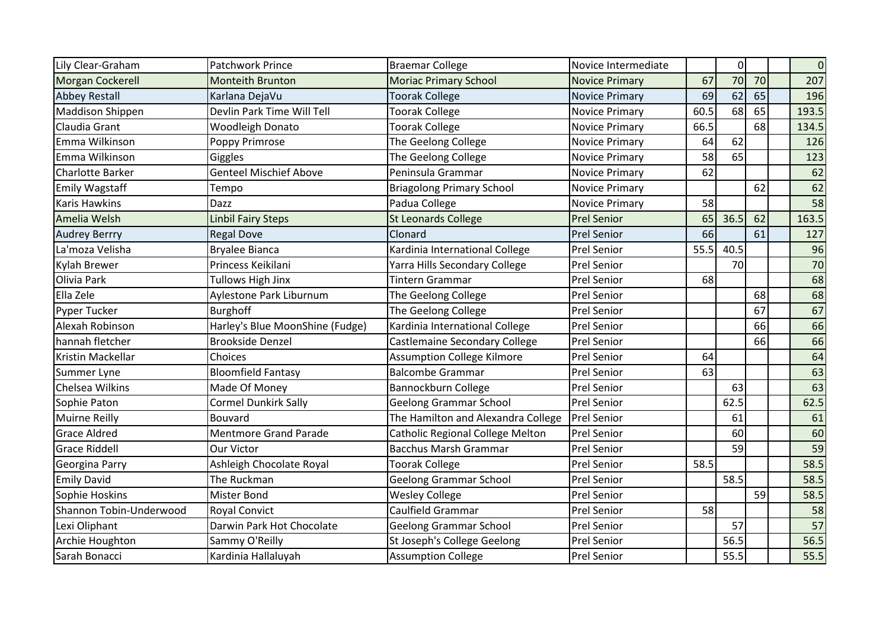| | | | | | | | | |
|---|---|---|---|---|---|---|---|---|
| Lily Clear-Graham | Patchwork Prince | Braemar College | Novice Intermediate | | 0 | | | 0 |
| Morgan Cockerell | Monteith Brunton | Moriac Primary School | Novice Primary | 67 | 70 | 70 | | 207 |
| Abbey Restall | Karlana DejaVu | Toorak College | Novice Primary | 69 | 62 | 65 | | 196 |
| Maddison Shippen | Devlin Park Time Will Tell | Toorak College | Novice Primary | 60.5 | 68 | 65 | | 193.5 |
| Claudia Grant | Woodleigh Donato | Toorak College | Novice Primary | 66.5 | | 68 | | 134.5 |
| Emma Wilkinson | Poppy Primrose | The Geelong College | Novice Primary | 64 | 62 | | | 126 |
| Emma Wilkinson | Giggles | The Geelong College | Novice Primary | 58 | 65 | | | 123 |
| Charlotte Barker | Genteel Mischief Above | Peninsula Grammar | Novice Primary | 62 | | | | 62 |
| Emily Wagstaff | Tempo | Briagolong Primary School | Novice Primary | | | 62 | | 62 |
| Karis Hawkins | Dazz | Padua College | Novice Primary | 58 | | | | 58 |
| Amelia Welsh | Linbil Fairy Steps | St Leonards College | Prel Senior | 65 | 36.5 | 62 | | 163.5 |
| Audrey Berrry | Regal Dove | Clonard | Prel Senior | 66 | | 61 | | 127 |
| La'moza Velisha | Bryalee Bianca | Kardinia International College | Prel Senior | 55.5 | 40.5 | | | 96 |
| Kylah Brewer | Princess Keikilani | Yarra Hills Secondary College | Prel Senior | | 70 | | | 70 |
| Olivia Park | Tullows High Jinx | Tintern Grammar | Prel Senior | 68 | | | | 68 |
| Ella Zele | Aylestone Park Liburnum | The Geelong College | Prel Senior | | | 68 | | 68 |
| Pyper Tucker | Burghoff | The Geelong College | Prel Senior | | | 67 | | 67 |
| Alexah Robinson | Harley's Blue MoonShine (Fudge) | Kardinia International College | Prel Senior | | | 66 | | 66 |
| hannah fletcher | Brookside Denzel | Castlemaine Secondary College | Prel Senior | | | 66 | | 66 |
| Kristin Mackellar | Choices | Assumption College Kilmore | Prel Senior | 64 | | | | 64 |
| Summer Lyne | Bloomfield Fantasy | Balcombe Grammar | Prel Senior | 63 | | | | 63 |
| Chelsea Wilkins | Made Of Money | Bannockburn College | Prel Senior | | 63 | | | 63 |
| Sophie Paton | Cormel Dunkirk Sally | Geelong Grammar School | Prel Senior | | 62.5 | | | 62.5 |
| Muirne Reilly | Bouvard | The Hamilton and Alexandra College | Prel Senior | | 61 | | | 61 |
| Grace Aldred | Mentmore Grand Parade | Catholic Regional College Melton | Prel Senior | | 60 | | | 60 |
| Grace Riddell | Our Victor | Bacchus Marsh Grammar | Prel Senior | | 59 | | | 59 |
| Georgina Parry | Ashleigh Chocolate Royal | Toorak College | Prel Senior | 58.5 | | | | 58.5 |
| Emily David | The Ruckman | Geelong Grammar School | Prel Senior | | 58.5 | | | 58.5 |
| Sophie Hoskins | Mister Bond | Wesley College | Prel Senior | | | 59 | | 58.5 |
| Shannon Tobin-Underwood | Royal Convict | Caulfield Grammar | Prel Senior | 58 | | | | 58 |
| Lexi Oliphant | Darwin Park Hot Chocolate | Geelong Grammar School | Prel Senior | | 57 | | | 57 |
| Archie Houghton | Sammy O'Reilly | St Joseph's College Geelong | Prel Senior | | 56.5 | | | 56.5 |
| Sarah Bonacci | Kardinia Hallaluyah | Assumption College | Prel Senior | | 55.5 | | | 55.5 |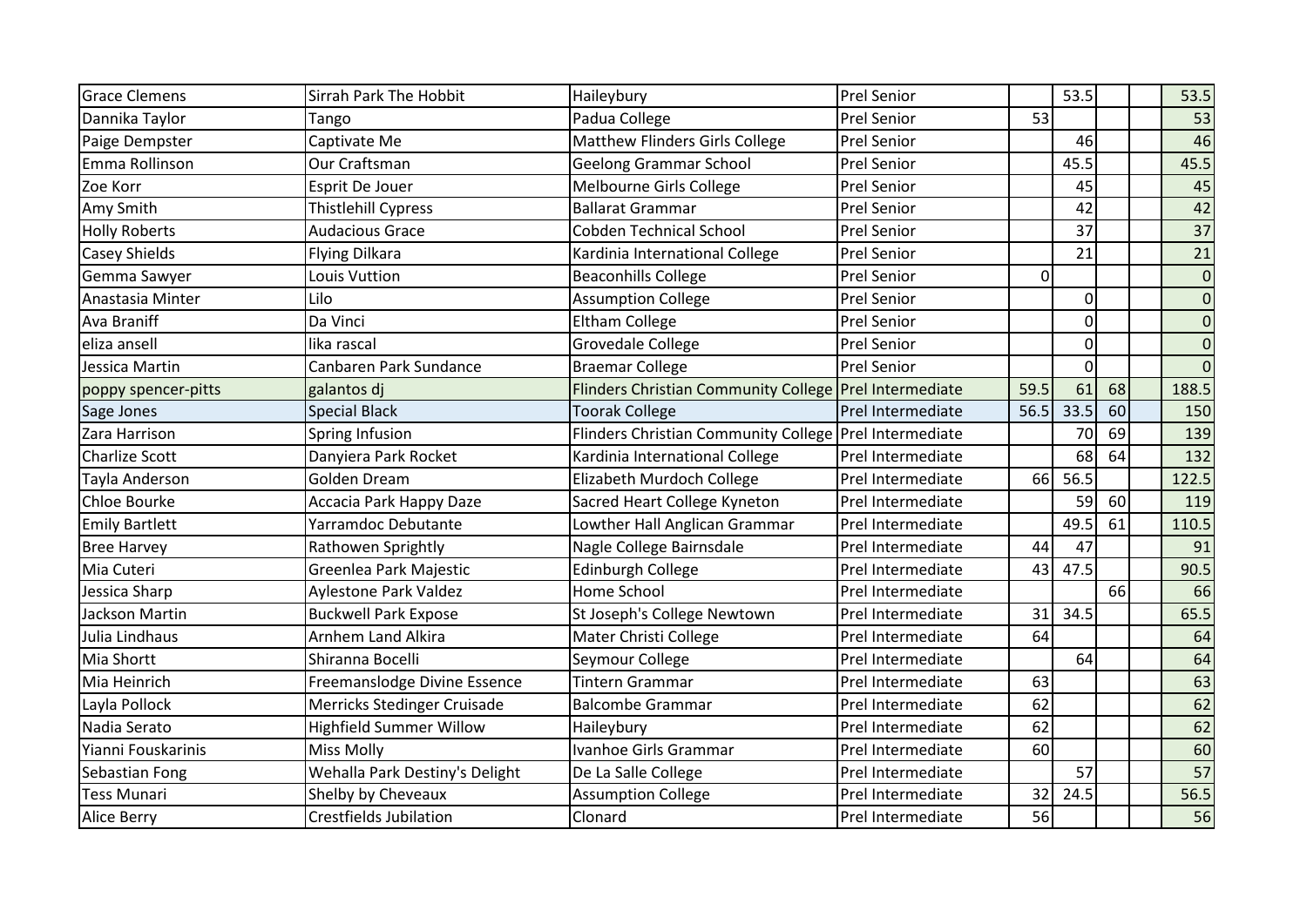| | | | | | | | | |
|---|---|---|---|---|---|---|---|---|
| Grace Clemens | Sirrah Park The Hobbit | Haileybury | Prel Senior | | 53.5 | | | 53.5 |
| Dannika Taylor | Tango | Padua College | Prel Senior | 53 | | | | 53 |
| Paige Dempster | Captivate Me | Matthew Flinders Girls College | Prel Senior | | 46 | | | 46 |
| Emma Rollinson | Our Craftsman | Geelong Grammar School | Prel Senior | | 45.5 | | | 45.5 |
| Zoe Korr | Esprit De Jouer | Melbourne Girls College | Prel Senior | | 45 | | | 45 |
| Amy Smith | Thistlehill Cypress | Ballarat Grammar | Prel Senior | | 42 | | | 42 |
| Holly Roberts | Audacious Grace | Cobden Technical School | Prel Senior | | 37 | | | 37 |
| Casey Shields | Flying Dilkara | Kardinia International College | Prel Senior | | 21 | | | 21 |
| Gemma Sawyer | Louis Vuttion | Beaconhills College | Prel Senior | 0 | | | | 0 |
| Anastasia Minter | Lilo | Assumption College | Prel Senior | | 0 | | | 0 |
| Ava Braniff | Da Vinci | Eltham College | Prel Senior | | 0 | | | 0 |
| eliza ansell | lika rascal | Grovedale College | Prel Senior | | 0 | | | 0 |
| Jessica Martin | Canbaren Park Sundance | Braemar College | Prel Senior | | 0 | | | 0 |
| poppy spencer-pitts | galantos dj | Flinders Christian Community College | Prel Intermediate | 59.5 | 61 | 68 | | 188.5 |
| Sage Jones | Special Black | Toorak College | Prel Intermediate | 56.5 | 33.5 | 60 | | 150 |
| Zara Harrison | Spring Infusion | Flinders Christian Community College | Prel Intermediate | | 70 | 69 | | 139 |
| Charlize Scott | Danyiera Park Rocket | Kardinia International College | Prel Intermediate | | 68 | 64 | | 132 |
| Tayla Anderson | Golden Dream | Elizabeth Murdoch College | Prel Intermediate | 66 | 56.5 | | | 122.5 |
| Chloe Bourke | Accacia Park Happy Daze | Sacred Heart College Kyneton | Prel Intermediate | | 59 | 60 | | 119 |
| Emily Bartlett | Yarramdoc Debutante | Lowther Hall Anglican Grammar | Prel Intermediate | | 49.5 | 61 | | 110.5 |
| Bree Harvey | Rathowen Sprightly | Nagle College Bairnsdale | Prel Intermediate | 44 | 47 | | | 91 |
| Mia Cuteri | Greenlea Park Majestic | Edinburgh College | Prel Intermediate | 43 | 47.5 | | | 90.5 |
| Jessica Sharp | Aylestone Park Valdez | Home School | Prel Intermediate | | | 66 | | 66 |
| Jackson Martin | Buckwell Park Expose | St Joseph's College Newtown | Prel Intermediate | 31 | 34.5 | | | 65.5 |
| Julia Lindhaus | Arnhem Land Alkira | Mater Christi College | Prel Intermediate | 64 | | | | 64 |
| Mia Shortt | Shiranna Bocelli | Seymour College | Prel Intermediate | | 64 | | | 64 |
| Mia Heinrich | Freemanslodge Divine Essence | Tintern Grammar | Prel Intermediate | 63 | | | | 63 |
| Layla Pollock | Merricks Stedinger Cruisade | Balcombe Grammar | Prel Intermediate | 62 | | | | 62 |
| Nadia Serato | Highfield Summer Willow | Haileybury | Prel Intermediate | 62 | | | | 62 |
| Yianni Fouskarinis | Miss Molly | Ivanhoe Girls Grammar | Prel Intermediate | 60 | | | | 60 |
| Sebastian Fong | Wehalla Park Destiny's Delight | De La Salle College | Prel Intermediate | | 57 | | | 57 |
| Tess Munari | Shelby by Cheveaux | Assumption College | Prel Intermediate | 32 | 24.5 | | | 56.5 |
| Alice Berry | Crestfields Jubilation | Clonard | Prel Intermediate | 56 | | | | 56 |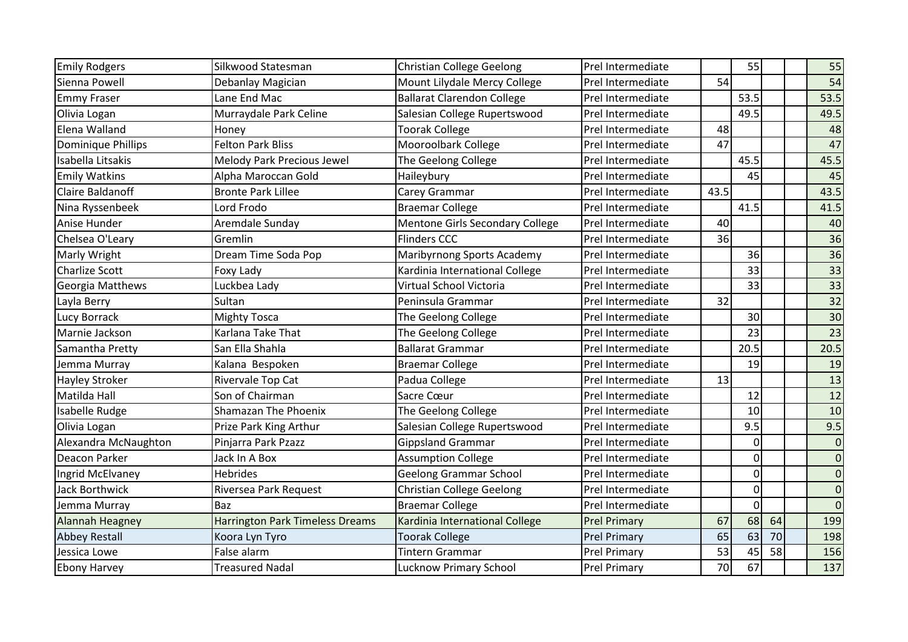| | | | | | | | | |
|---|---|---|---|---|---|---|---|---|
| Emily Rodgers | Silkwood Statesman | Christian College Geelong | Prel Intermediate | | 55 | | | 55 |
| Sienna Powell | Debanlay Magician | Mount Lilydale Mercy College | Prel Intermediate | 54 | | | | 54 |
| Emmy Fraser | Lane End Mac | Ballarat Clarendon College | Prel Intermediate | | 53.5 | | | 53.5 |
| Olivia Logan | Murraydale Park Celine | Salesian College Rupertswood | Prel Intermediate | | 49.5 | | | 49.5 |
| Elena Walland | Honey | Toorak College | Prel Intermediate | 48 | | | | 48 |
| Dominique Phillips | Felton Park Bliss | Mooroolbark College | Prel Intermediate | 47 | | | | 47 |
| Isabella Litsakis | Melody Park Precious Jewel | The Geelong College | Prel Intermediate | | 45.5 | | | 45.5 |
| Emily Watkins | Alpha Maroccan Gold | Haileybury | Prel Intermediate | | 45 | | | 45 |
| Claire Baldanoff | Bronte Park Lillee | Carey Grammar | Prel Intermediate | 43.5 | | | | 43.5 |
| Nina Ryssenbeek | Lord Frodo | Braemar College | Prel Intermediate | | 41.5 | | | 41.5 |
| Anise Hunder | Aremdale Sunday | Mentone Girls Secondary College | Prel Intermediate | 40 | | | | 40 |
| Chelsea O'Leary | Gremlin | Flinders CCC | Prel Intermediate | 36 | | | | 36 |
| Marly Wright | Dream Time Soda Pop | Maribyrnong Sports Academy | Prel Intermediate | | 36 | | | 36 |
| Charlize Scott | Foxy Lady | Kardinia International College | Prel Intermediate | | 33 | | | 33 |
| Georgia Matthews | Luckbea Lady | Virtual School Victoria | Prel Intermediate | | 33 | | | 33 |
| Layla Berry | Sultan | Peninsula Grammar | Prel Intermediate | 32 | | | | 32 |
| Lucy Borrack | Mighty Tosca | The Geelong College | Prel Intermediate | | 30 | | | 30 |
| Marnie Jackson | Karlana Take That | The Geelong College | Prel Intermediate | | 23 | | | 23 |
| Samantha Pretty | San Ella Shahla | Ballarat Grammar | Prel Intermediate | | 20.5 | | | 20.5 |
| Jemma Murray | Kalana Bespoken | Braemar College | Prel Intermediate | | 19 | | | 19 |
| Hayley Stroker | Rivervale Top Cat | Padua College | Prel Intermediate | 13 | | | | 13 |
| Matilda Hall | Son of Chairman | Sacre Cœur | Prel Intermediate | | 12 | | | 12 |
| Isabelle Rudge | Shamazan The Phoenix | The Geelong College | Prel Intermediate | | 10 | | | 10 |
| Olivia Logan | Prize Park King Arthur | Salesian College Rupertswood | Prel Intermediate | | 9.5 | | | 9.5 |
| Alexandra McNaughton | Pinjarra Park Pzazz | Gippsland Grammar | Prel Intermediate | | 0 | | | 0 |
| Deacon Parker | Jack In A Box | Assumption College | Prel Intermediate | | 0 | | | 0 |
| Ingrid McElvaney | Hebrides | Geelong Grammar School | Prel Intermediate | | 0 | | | 0 |
| Jack Borthwick | Riversea Park Request | Christian College Geelong | Prel Intermediate | | 0 | | | 0 |
| Jemma Murray | Baz | Braemar College | Prel Intermediate | | 0 | | | 0 |
| Alannah Heagney | Harrington Park Timeless Dreams | Kardinia International College | Prel Primary | 67 | 68 | 64 | | 199 |
| Abbey Restall | Koora Lyn Tyro | Toorak College | Prel Primary | 65 | 63 | 70 | | 198 |
| Jessica Lowe | False alarm | Tintern Grammar | Prel Primary | 53 | 45 | 58 | | 156 |
| Ebony Harvey | Treasured Nadal | Lucknow Primary School | Prel Primary | 70 | 67 | | | 137 |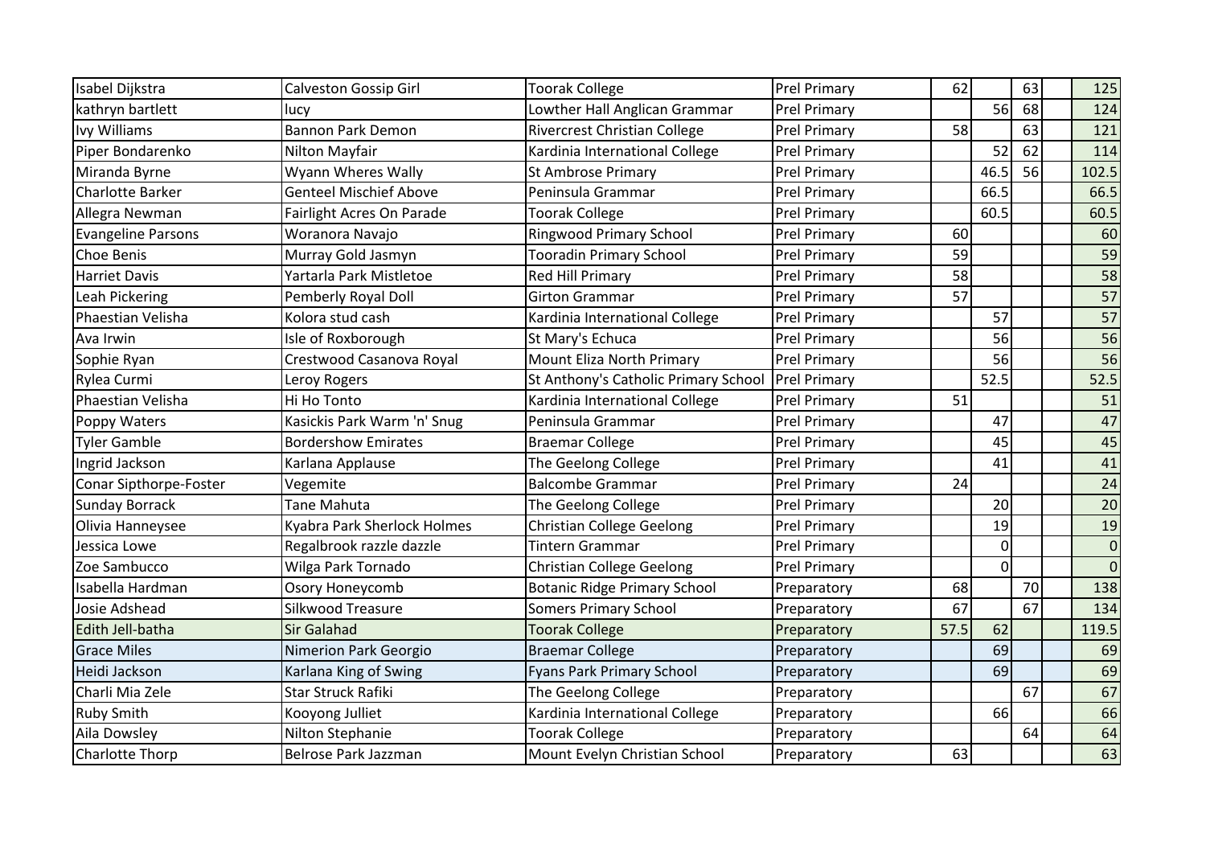| | | | | | | | | |
|---|---|---|---|---|---|---|---|---|
| Isabel Dijkstra | Calveston Gossip Girl | Toorak College | Prel Primary | 62 | | 63 | | 125 |
| kathryn bartlett | lucy | Lowther Hall Anglican Grammar | Prel Primary | | 56 | 68 | | 124 |
| Ivy Williams | Bannon Park Demon | Rivercrest Christian College | Prel Primary | 58 | | 63 | | 121 |
| Piper Bondarenko | Nilton Mayfair | Kardinia International College | Prel Primary | | 52 | 62 | | 114 |
| Miranda Byrne | Wyann Wheres Wally | St Ambrose Primary | Prel Primary | | 46.5 | 56 | | 102.5 |
| Charlotte Barker | Genteel Mischief Above | Peninsula Grammar | Prel Primary | | 66.5 | | | 66.5 |
| Allegra Newman | Fairlight Acres On Parade | Toorak College | Prel Primary | | 60.5 | | | 60.5 |
| Evangeline Parsons | Woranora Navajo | Ringwood Primary School | Prel Primary | 60 | | | | 60 |
| Choe Benis | Murray Gold Jasmyn | Tooradin Primary School | Prel Primary | 59 | | | | 59 |
| Harriet Davis | Yartarla Park Mistletoe | Red Hill Primary | Prel Primary | 58 | | | | 58 |
| Leah Pickering | Pemberly Royal Doll | Girton Grammar | Prel Primary | 57 | | | | 57 |
| Phaestian Velisha | Kolora stud cash | Kardinia International College | Prel Primary | | 57 | | | 57 |
| Ava Irwin | Isle of Roxborough | St Mary's Echuca | Prel Primary | | 56 | | | 56 |
| Sophie Ryan | Crestwood Casanova Royal | Mount Eliza North Primary | Prel Primary | | 56 | | | 56 |
| Rylea Curmi | Leroy Rogers | St Anthony's Catholic Primary School | Prel Primary | | 52.5 | | | 52.5 |
| Phaestian Velisha | Hi Ho Tonto | Kardinia International College | Prel Primary | 51 | | | | 51 |
| Poppy Waters | Kasickis Park Warm 'n' Snug | Peninsula Grammar | Prel Primary | | 47 | | | 47 |
| Tyler Gamble | Bordershow Emirates | Braemar College | Prel Primary | | 45 | | | 45 |
| Ingrid Jackson | Karlana Applause | The Geelong College | Prel Primary | | 41 | | | 41 |
| Conar Sipthorpe-Foster | Vegemite | Balcombe Grammar | Prel Primary | 24 | | | | 24 |
| Sunday Borrack | Tane Mahuta | The Geelong College | Prel Primary | | 20 | | | 20 |
| Olivia Hanneysee | Kyabra Park Sherlock Holmes | Christian College Geelong | Prel Primary | | 19 | | | 19 |
| Jessica Lowe | Regalbrook razzle dazzle | Tintern Grammar | Prel Primary | | 0 | | | 0 |
| Zoe Sambucco | Wilga Park Tornado | Christian College Geelong | Prel Primary | | 0 | | | 0 |
| Isabella Hardman | Osory Honeycomb | Botanic Ridge Primary School | Preparatory | 68 | | 70 | | 138 |
| Josie Adshead | Silkwood Treasure | Somers Primary School | Preparatory | 67 | | 67 | | 134 |
| Edith Jell-batha | Sir Galahad | Toorak College | Preparatory | 57.5 | 62 | | | 119.5 |
| Grace Miles | Nimerion Park Georgio | Braemar College | Preparatory | | 69 | | | 69 |
| Heidi Jackson | Karlana King of Swing | Fyans Park Primary School | Preparatory | | 69 | | | 69 |
| Charli Mia Zele | Star Struck Rafiki | The Geelong College | Preparatory | | | 67 | | 67 |
| Ruby Smith | Kooyong Julliet | Kardinia International College | Preparatory | | 66 | | | 66 |
| Aila Dowsley | Nilton Stephanie | Toorak College | Preparatory | | | 64 | | 64 |
| Charlotte Thorp | Belrose Park Jazzman | Mount Evelyn Christian School | Preparatory | 63 | | | | 63 |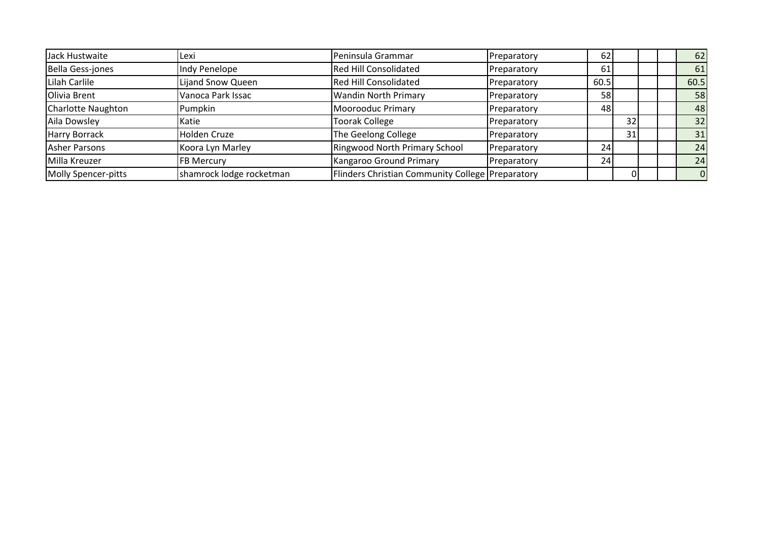| | | | | | | | | |
|---|---|---|---|---|---|---|---|---|
| Jack Hustwaite | Lexi | Peninsula Grammar | Preparatory | 62 | | | | 62 |
| Bella Gess-jones | Indy Penelope | Red Hill Consolidated | Preparatory | 61 | | | | 61 |
| Lilah Carlile | Lijand Snow Queen | Red Hill Consolidated | Preparatory | 60.5 | | | | 60.5 |
| Olivia Brent | Vanoca Park Issac | Wandin North Primary | Preparatory | 58 | | | | 58 |
| Charlotte Naughton | Pumpkin | Moorooduc Primary | Preparatory | 48 | | | | 48 |
| Aila Dowsley | Katie | Toorak College | Preparatory | | 32 | | | 32 |
| Harry Borrack | Holden Cruze | The Geelong College | Preparatory | | 31 | | | 31 |
| Asher Parsons | Koora Lyn Marley | Ringwood North Primary School | Preparatory | 24 | | | | 24 |
| Milla Kreuzer | FB Mercury | Kangaroo Ground Primary | Preparatory | 24 | | | | 24 |
| Molly Spencer-pitts | shamrock lodge rocketman | Flinders Christian Community College | Preparatory | | 0 | | | 0 |